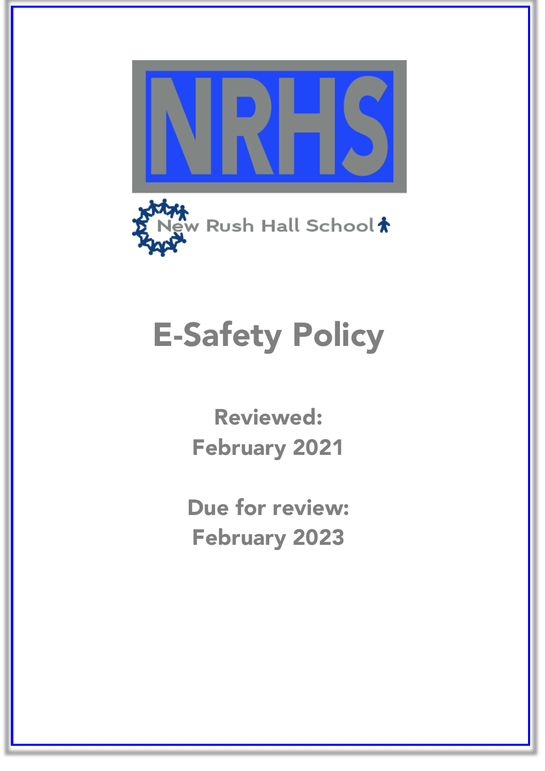NRHS

New Rush Hall School

# E-Safety Policy

**Reviewed:**
**February 2021**

**Due for review:**
**February 2023**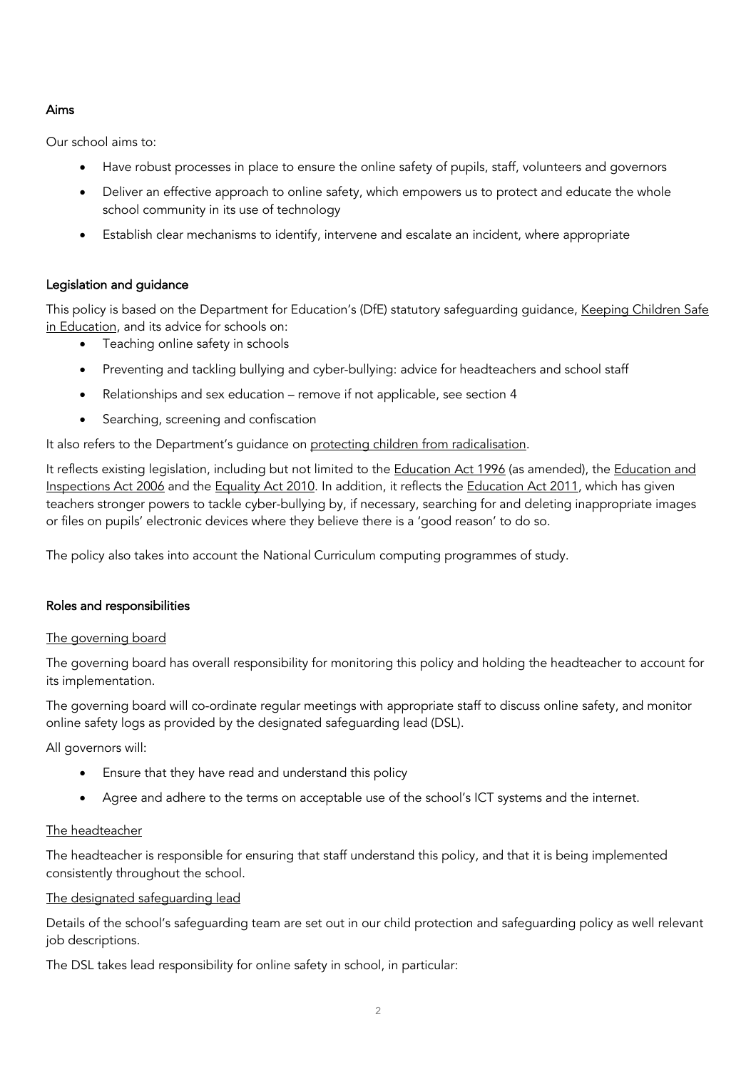## Aims

Our school aims to:

- Have robust processes in place to ensure the online safety of pupils, staff, volunteers and governors
- Deliver an effective approach to online safety, which empowers us to protect and educate the whole school community in its use of technology
- Establish clear mechanisms to identify, intervene and escalate an incident, where appropriate

## Legislation and guidance

This policy is based on the Department for Education's (DfE) statutory safeguarding guidance, Keeping Children Safe in Education, and its advice for schools on:

- Teaching online safety in schools
- Preventing and tackling bullying and cyber-bullying: advice for headteachers and school staff
- Relationships and sex education – remove if not applicable, see section 4
- Searching, screening and confiscation

It also refers to the Department's guidance on protecting children from radicalisation.

It reflects existing legislation, including but not limited to the Education Act 1996 (as amended), the Education and Inspections Act 2006 and the Equality Act 2010. In addition, it reflects the Education Act 2011, which has given teachers stronger powers to tackle cyber-bullying by, if necessary, searching for and deleting inappropriate images or files on pupils' electronic devices where they believe there is a 'good reason' to do so.

The policy also takes into account the National Curriculum computing programmes of study.

## Roles and responsibilities

### The governing board

The governing board has overall responsibility for monitoring this policy and holding the headteacher to account for its implementation.

The governing board will co-ordinate regular meetings with appropriate staff to discuss online safety, and monitor online safety logs as provided by the designated safeguarding lead (DSL).

All governors will:

- Ensure that they have read and understand this policy
- Agree and adhere to the terms on acceptable use of the school's ICT systems and the internet.

### The headteacher

The headteacher is responsible for ensuring that staff understand this policy, and that it is being implemented consistently throughout the school.

### The designated safeguarding lead

Details of the school's safeguarding team are set out in our child protection and safeguarding policy as well relevant job descriptions.

The DSL takes lead responsibility for online safety in school, in particular: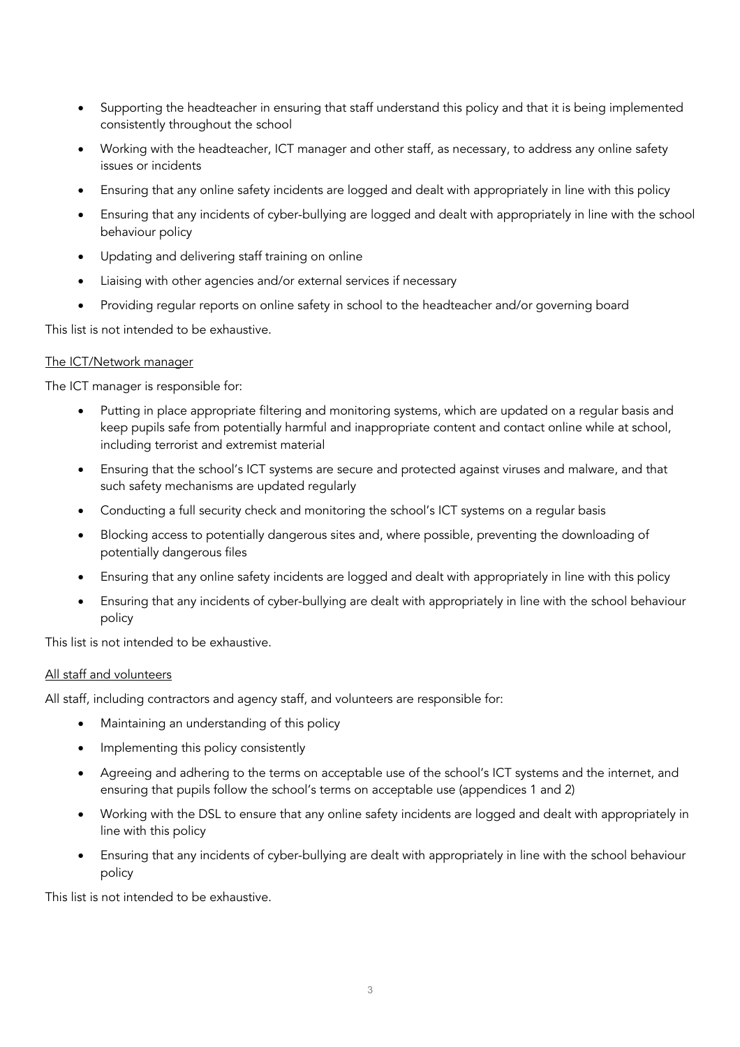- Supporting the headteacher in ensuring that staff understand this policy and that it is being implemented consistently throughout the school
- Working with the headteacher, ICT manager and other staff, as necessary, to address any online safety issues or incidents
- Ensuring that any online safety incidents are logged and dealt with appropriately in line with this policy
- Ensuring that any incidents of cyber-bullying are logged and dealt with appropriately in line with the school behaviour policy
- Updating and delivering staff training on online
- Liaising with other agencies and/or external services if necessary
- Providing regular reports on online safety in school to the headteacher and/or governing board

This list is not intended to be exhaustive.

<u>The ICT/Network manager</u>

The ICT manager is responsible for:

- Putting in place appropriate filtering and monitoring systems, which are updated on a regular basis and keep pupils safe from potentially harmful and inappropriate content and contact online while at school, including terrorist and extremist material
- Ensuring that the school's ICT systems are secure and protected against viruses and malware, and that such safety mechanisms are updated regularly
- Conducting a full security check and monitoring the school's ICT systems on a regular basis
- Blocking access to potentially dangerous sites and, where possible, preventing the downloading of potentially dangerous files
- Ensuring that any online safety incidents are logged and dealt with appropriately in line with this policy
- Ensuring that any incidents of cyber-bullying are dealt with appropriately in line with the school behaviour policy

This list is not intended to be exhaustive.

<u>All staff and volunteers</u>

All staff, including contractors and agency staff, and volunteers are responsible for:

- Maintaining an understanding of this policy
- Implementing this policy consistently
- Agreeing and adhering to the terms on acceptable use of the school's ICT systems and the internet, and ensuring that pupils follow the school's terms on acceptable use (appendices 1 and 2)
- Working with the DSL to ensure that any online safety incidents are logged and dealt with appropriately in line with this policy
- Ensuring that any incidents of cyber-bullying are dealt with appropriately in line with the school behaviour policy

This list is not intended to be exhaustive.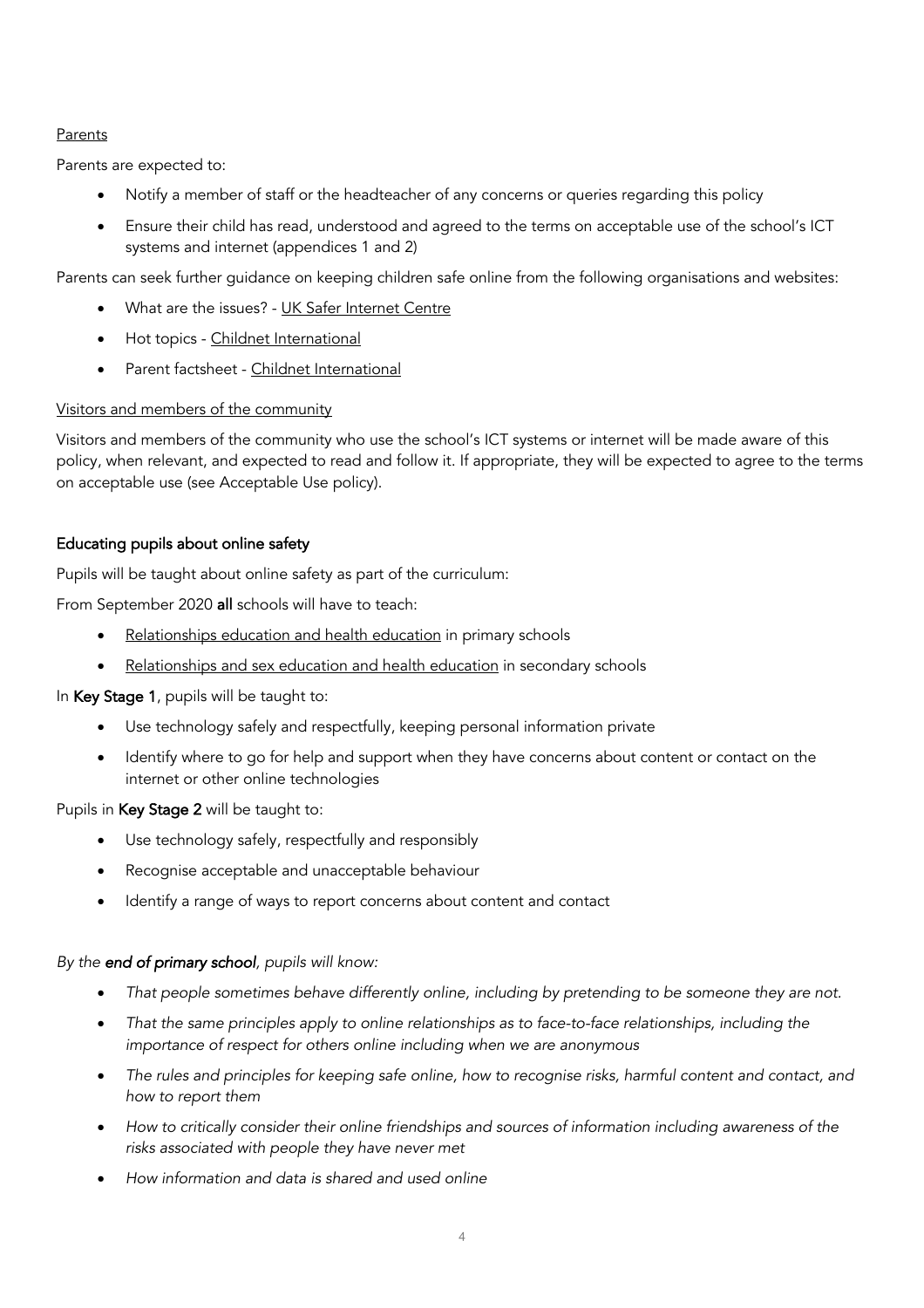Parents

Parents are expected to:

- Notify a member of staff or the headteacher of any concerns or queries regarding this policy
- Ensure their child has read, understood and agreed to the terms on acceptable use of the school's ICT systems and internet (appendices 1 and 2)

Parents can seek further guidance on keeping children safe online from the following organisations and websites:

- What are the issues? - UK Safer Internet Centre
- Hot topics - Childnet International
- Parent factsheet - Childnet International

Visitors and members of the community

Visitors and members of the community who use the school's ICT systems or internet will be made aware of this policy, when relevant, and expected to read and follow it. If appropriate, they will be expected to agree to the terms on acceptable use (see Acceptable Use policy).

### Educating pupils about online safety

Pupils will be taught about online safety as part of the curriculum:

From September 2020 **all** schools will have to teach:

- Relationships education and health education in primary schools
- Relationships and sex education and health education in secondary schools

In **Key Stage 1**, pupils will be taught to:

- Use technology safely and respectfully, keeping personal information private
- Identify where to go for help and support when they have concerns about content or contact on the internet or other online technologies

Pupils in **Key Stage 2** will be taught to:

- Use technology safely, respectfully and responsibly
- Recognise acceptable and unacceptable behaviour
- Identify a range of ways to report concerns about content and contact

*By the **end of primary school**, pupils will know:*

- *That people sometimes behave differently online, including by pretending to be someone they are not.*
- *That the same principles apply to online relationships as to face-to-face relationships, including the importance of respect for others online including when we are anonymous*
- *The rules and principles for keeping safe online, how to recognise risks, harmful content and contact, and how to report them*
- *How to critically consider their online friendships and sources of information including awareness of the risks associated with people they have never met*
- *How information and data is shared and used online*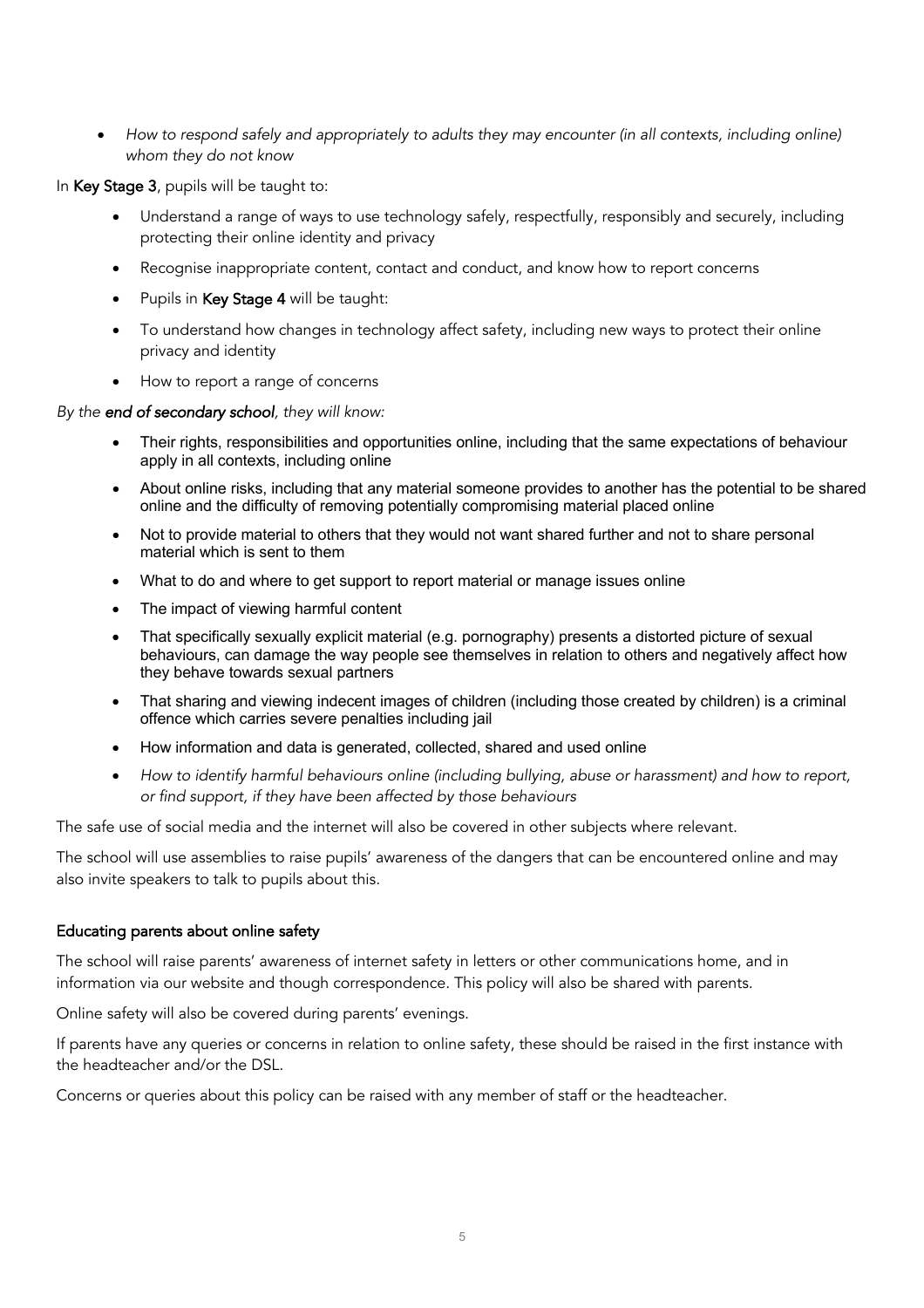- *How to respond safely and appropriately to adults they may encounter (in all contexts, including online) whom they do not know*

In **Key Stage 3**, pupils will be taught to:

- Understand a range of ways to use technology safely, respectfully, responsibly and securely, including protecting their online identity and privacy
- Recognise inappropriate content, contact and conduct, and know how to report concerns
- Pupils in **Key Stage 4** will be taught:
- To understand how changes in technology affect safety, including new ways to protect their online privacy and identity
- How to report a range of concerns

*By the **end of secondary school**, they will know:*

- Their rights, responsibilities and opportunities online, including that the same expectations of behaviour apply in all contexts, including online
- About online risks, including that any material someone provides to another has the potential to be shared online and the difficulty of removing potentially compromising material placed online
- Not to provide material to others that they would not want shared further and not to share personal material which is sent to them
- What to do and where to get support to report material or manage issues online
- The impact of viewing harmful content
- That specifically sexually explicit material (e.g. pornography) presents a distorted picture of sexual behaviours, can damage the way people see themselves in relation to others and negatively affect how they behave towards sexual partners
- That sharing and viewing indecent images of children (including those created by children) is a criminal offence which carries severe penalties including jail
- How information and data is generated, collected, shared and used online
- *How to identify harmful behaviours online (including bullying, abuse or harassment) and how to report, or find support, if they have been affected by those behaviours*

The safe use of social media and the internet will also be covered in other subjects where relevant.

The school will use assemblies to raise pupils' awareness of the dangers that can be encountered online and may also invite speakers to talk to pupils about this.

### Educating parents about online safety

The school will raise parents' awareness of internet safety in letters or other communications home, and in information via our website and though correspondence. This policy will also be shared with parents.

Online safety will also be covered during parents' evenings.

If parents have any queries or concerns in relation to online safety, these should be raised in the first instance with the headteacher and/or the DSL.

Concerns or queries about this policy can be raised with any member of staff or the headteacher.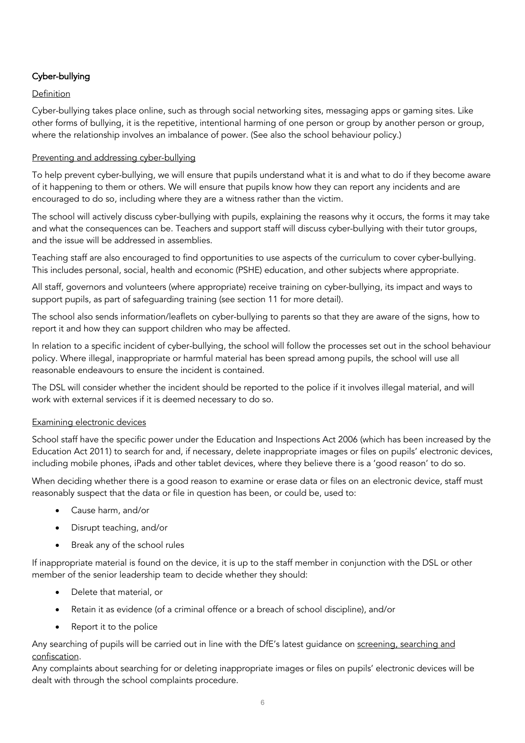### Cyber-bullying

#### Definition

Cyber-bullying takes place online, such as through social networking sites, messaging apps or gaming sites. Like other forms of bullying, it is the repetitive, intentional harming of one person or group by another person or group, where the relationship involves an imbalance of power. (See also the school behaviour policy.)

#### Preventing and addressing cyber-bullying

To help prevent cyber-bullying, we will ensure that pupils understand what it is and what to do if they become aware of it happening to them or others. We will ensure that pupils know how they can report any incidents and are encouraged to do so, including where they are a witness rather than the victim.

The school will actively discuss cyber-bullying with pupils, explaining the reasons why it occurs, the forms it may take and what the consequences can be. Teachers and support staff will discuss cyber-bullying with their tutor groups, and the issue will be addressed in assemblies.

Teaching staff are also encouraged to find opportunities to use aspects of the curriculum to cover cyber-bullying. This includes personal, social, health and economic (PSHE) education, and other subjects where appropriate.

All staff, governors and volunteers (where appropriate) receive training on cyber-bullying, its impact and ways to support pupils, as part of safeguarding training (see section 11 for more detail).

The school also sends information/leaflets on cyber-bullying to parents so that they are aware of the signs, how to report it and how they can support children who may be affected.

In relation to a specific incident of cyber-bullying, the school will follow the processes set out in the school behaviour policy. Where illegal, inappropriate or harmful material has been spread among pupils, the school will use all reasonable endeavours to ensure the incident is contained.

The DSL will consider whether the incident should be reported to the police if it involves illegal material, and will work with external services if it is deemed necessary to do so.

#### Examining electronic devices

School staff have the specific power under the Education and Inspections Act 2006 (which has been increased by the Education Act 2011) to search for and, if necessary, delete inappropriate images or files on pupils' electronic devices, including mobile phones, iPads and other tablet devices, where they believe there is a 'good reason' to do so.

When deciding whether there is a good reason to examine or erase data or files on an electronic device, staff must reasonably suspect that the data or file in question has been, or could be, used to:

- Cause harm, and/or
- Disrupt teaching, and/or
- Break any of the school rules

If inappropriate material is found on the device, it is up to the staff member in conjunction with the DSL or other member of the senior leadership team to decide whether they should:

- Delete that material, or
- Retain it as evidence (of a criminal offence or a breach of school discipline), and/or
- Report it to the police

Any searching of pupils will be carried out in line with the DfE's latest guidance on screening, searching and confiscation.

Any complaints about searching for or deleting inappropriate images or files on pupils' electronic devices will be dealt with through the school complaints procedure.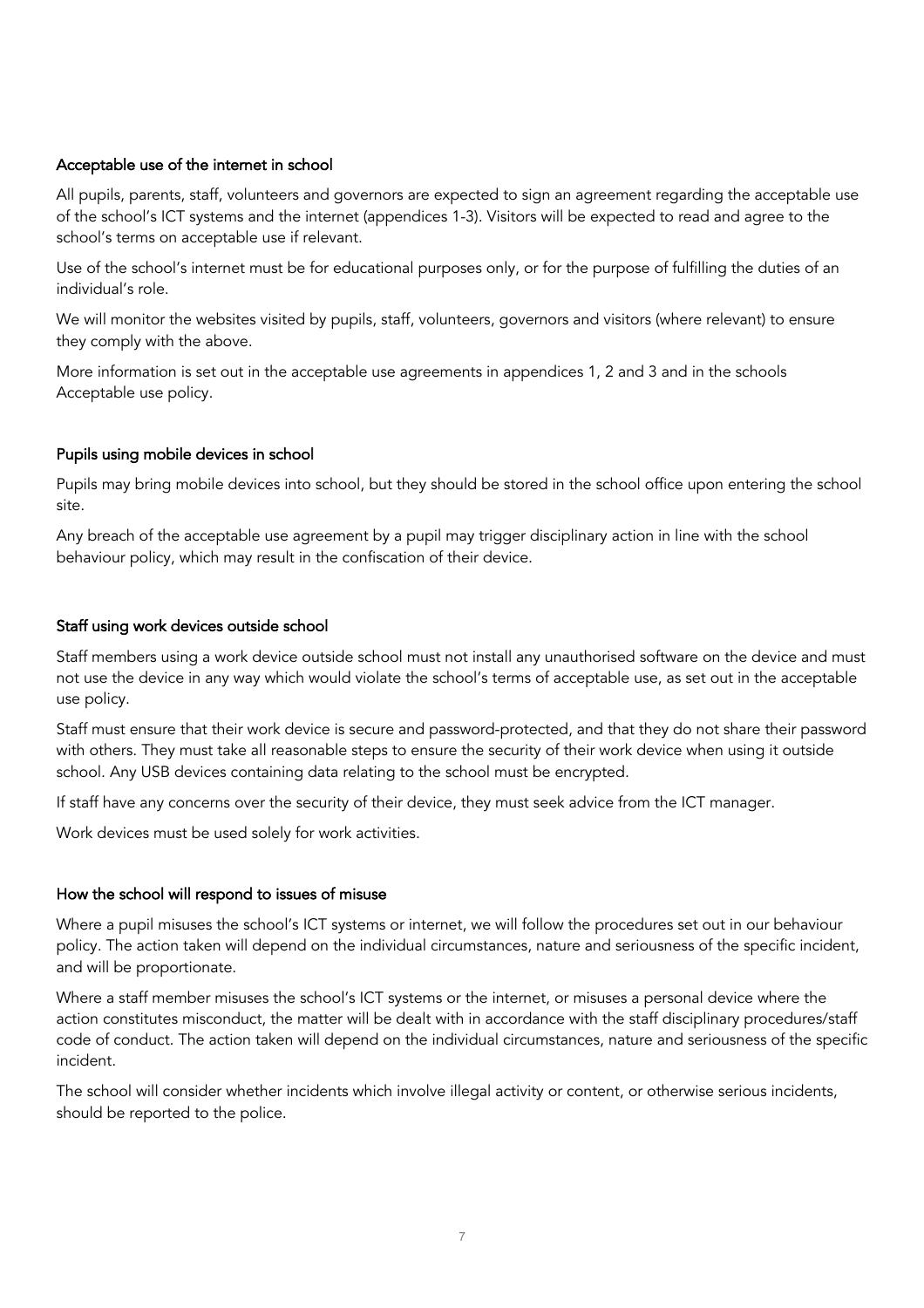### Acceptable use of the internet in school

All pupils, parents, staff, volunteers and governors are expected to sign an agreement regarding the acceptable use of the school's ICT systems and the internet (appendices 1-3). Visitors will be expected to read and agree to the school's terms on acceptable use if relevant.

Use of the school's internet must be for educational purposes only, or for the purpose of fulfilling the duties of an individual's role.

We will monitor the websites visited by pupils, staff, volunteers, governors and visitors (where relevant) to ensure they comply with the above.

More information is set out in the acceptable use agreements in appendices 1, 2 and 3 and in the schools Acceptable use policy.

### Pupils using mobile devices in school

Pupils may bring mobile devices into school, but they should be stored in the school office upon entering the school site.

Any breach of the acceptable use agreement by a pupil may trigger disciplinary action in line with the school behaviour policy, which may result in the confiscation of their device.

### Staff using work devices outside school

Staff members using a work device outside school must not install any unauthorised software on the device and must not use the device in any way which would violate the school's terms of acceptable use, as set out in the acceptable use policy.

Staff must ensure that their work device is secure and password-protected, and that they do not share their password with others. They must take all reasonable steps to ensure the security of their work device when using it outside school. Any USB devices containing data relating to the school must be encrypted.

If staff have any concerns over the security of their device, they must seek advice from the ICT manager.

Work devices must be used solely for work activities.

### How the school will respond to issues of misuse

Where a pupil misuses the school's ICT systems or internet, we will follow the procedures set out in our behaviour policy. The action taken will depend on the individual circumstances, nature and seriousness of the specific incident, and will be proportionate.

Where a staff member misuses the school's ICT systems or the internet, or misuses a personal device where the action constitutes misconduct, the matter will be dealt with in accordance with the staff disciplinary procedures/staff code of conduct. The action taken will depend on the individual circumstances, nature and seriousness of the specific incident.

The school will consider whether incidents which involve illegal activity or content, or otherwise serious incidents, should be reported to the police.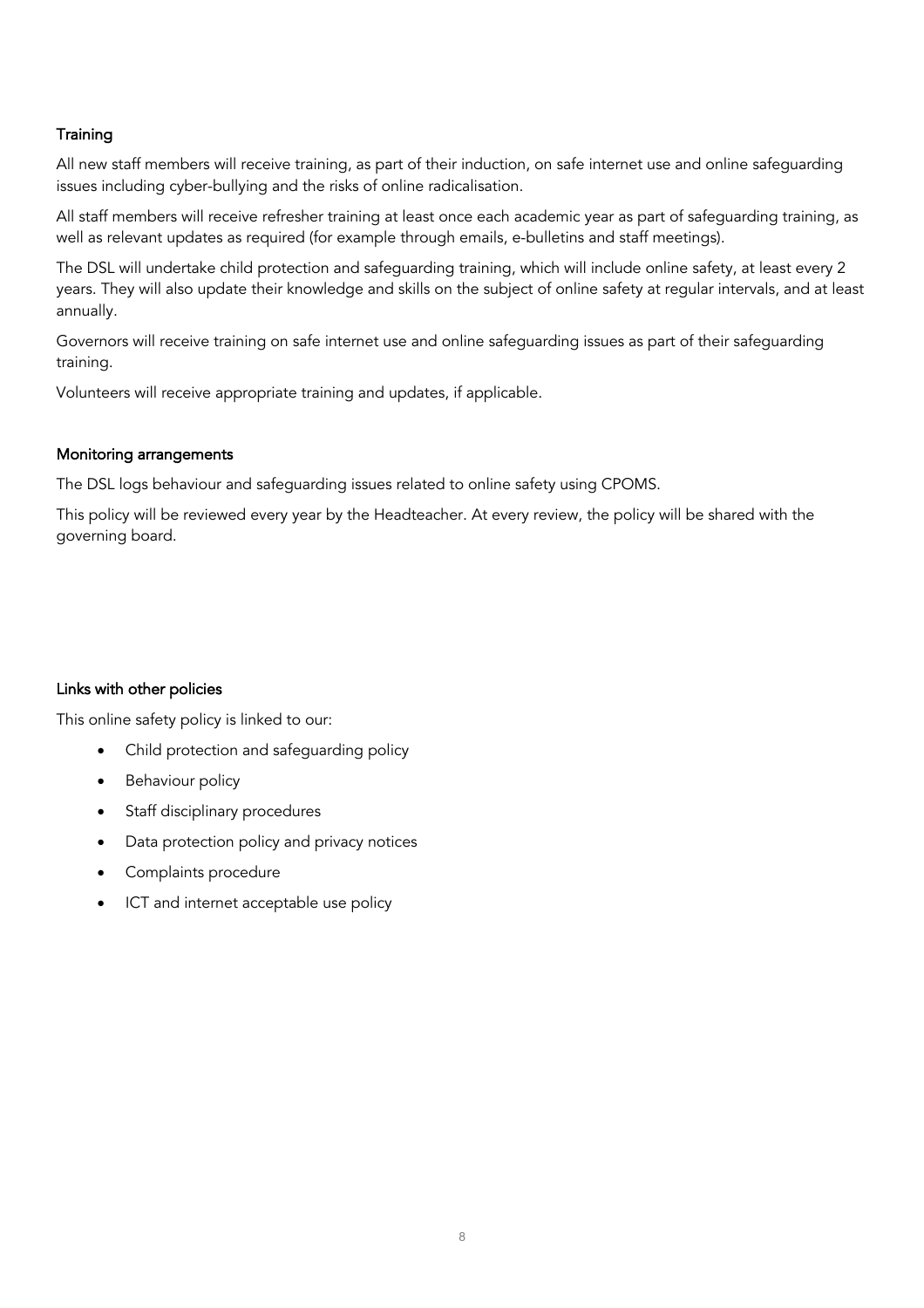### Training

All new staff members will receive training, as part of their induction, on safe internet use and online safeguarding issues including cyber-bullying and the risks of online radicalisation.

All staff members will receive refresher training at least once each academic year as part of safeguarding training, as well as relevant updates as required (for example through emails, e-bulletins and staff meetings).

The DSL will undertake child protection and safeguarding training, which will include online safety, at least every 2 years. They will also update their knowledge and skills on the subject of online safety at regular intervals, and at least annually.

Governors will receive training on safe internet use and online safeguarding issues as part of their safeguarding training.

Volunteers will receive appropriate training and updates, if applicable.

### Monitoring arrangements

The DSL logs behaviour and safeguarding issues related to online safety using CPOMS.

This policy will be reviewed every year by the Headteacher. At every review, the policy will be shared with the governing board.

### Links with other policies

This online safety policy is linked to our:

- Child protection and safeguarding policy
- Behaviour policy
- Staff disciplinary procedures
- Data protection policy and privacy notices
- Complaints procedure
- ICT and internet acceptable use policy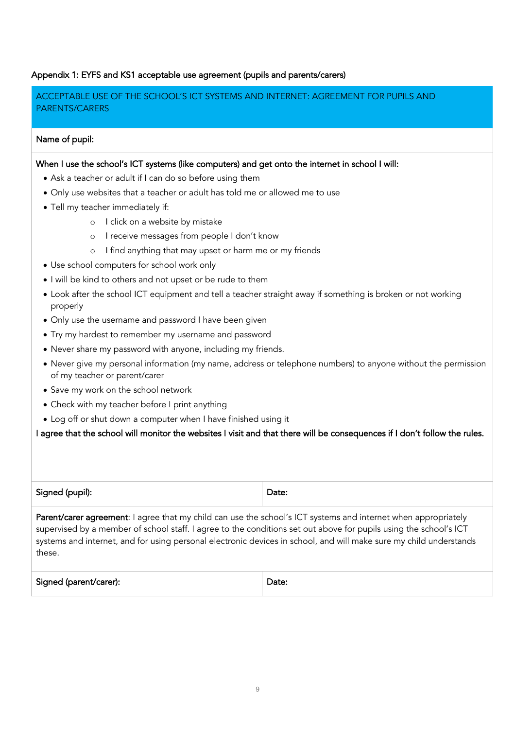Appendix 1: EYFS and KS1 acceptable use agreement (pupils and parents/carers)

## ACCEPTABLE USE OF THE SCHOOL'S ICT SYSTEMS AND INTERNET: AGREEMENT FOR PUPILS AND PARENTS/CARERS

**Name of pupil:**

**When I use the school's ICT systems (like computers) and get onto the internet in school I will:**

- Ask a teacher or adult if I can do so before using them
- Only use websites that a teacher or adult has told me or allowed me to use
- Tell my teacher immediately if:
  - I click on a website by mistake
  - I receive messages from people I don't know
  - I find anything that may upset or harm me or my friends
- Use school computers for school work only
- I will be kind to others and not upset or be rude to them
- Look after the school ICT equipment and tell a teacher straight away if something is broken or not working properly
- Only use the username and password I have been given
- Try my hardest to remember my username and password
- Never share my password with anyone, including my friends.
- Never give my personal information (my name, address or telephone numbers) to anyone without the permission of my teacher or parent/carer
- Save my work on the school network
- Check with my teacher before I print anything
- Log off or shut down a computer when I have finished using it

**I agree that the school will monitor the websites I visit and that there will be consequences if I don't follow the rules.**

| **Signed (pupil):** | **Date:** |
|---|---|

**Parent/carer agreement**: I agree that my child can use the school's ICT systems and internet when appropriately supervised by a member of school staff. I agree to the conditions set out above for pupils using the school's ICT systems and internet, and for using personal electronic devices in school, and will make sure my child understands these.

| **Signed (parent/carer):** | **Date:** |
|---|---|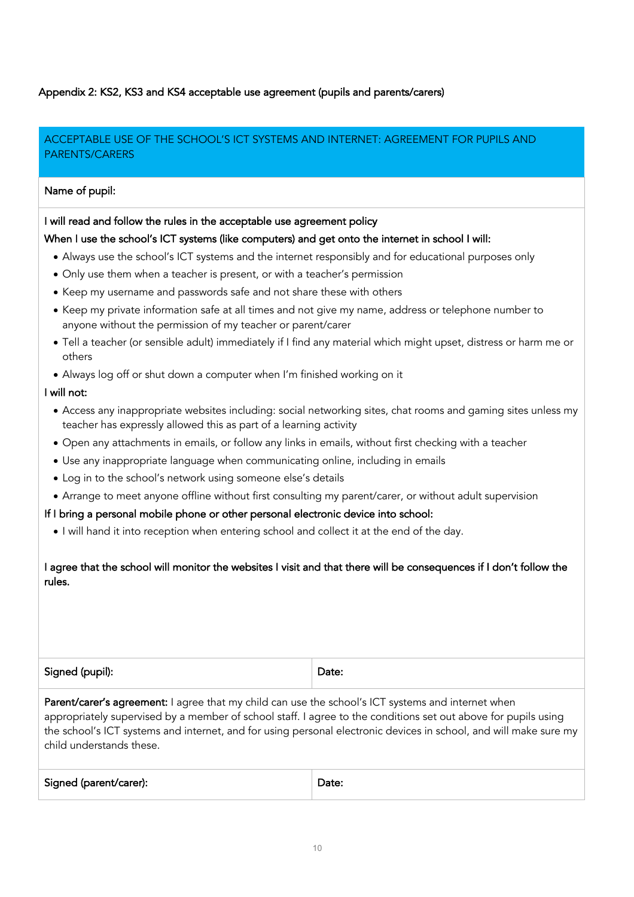Appendix 2: KS2, KS3 and KS4 acceptable use agreement (pupils and parents/carers)

| ACCEPTABLE USE OF THE SCHOOL'S ICT SYSTEMS AND INTERNET: AGREEMENT FOR PUPILS AND PARENTS/CARERS | |
|---|---|
| Name of pupil: | |
| I will read and follow the rules in the acceptable use agreement policy<br>**When I use the school's ICT systems (like computers) and get onto the internet in school I will:**<br>• Always use the school's ICT systems and the internet responsibly and for educational purposes only<br>• Only use them when a teacher is present, or with a teacher's permission<br>• Keep my username and passwords safe and not share these with others<br>• Keep my private information safe at all times and not give my name, address or telephone number to anyone without the permission of my teacher or parent/carer<br>• Tell a teacher (or sensible adult) immediately if I find any material which might upset, distress or harm me or others<br>• Always log off or shut down a computer when I'm finished working on it<br>**I will not:**<br>• Access any inappropriate websites including: social networking sites, chat rooms and gaming sites unless my teacher has expressly allowed this as part of a learning activity<br>• Open any attachments in emails, or follow any links in emails, without first checking with a teacher<br>• Use any inappropriate language when communicating online, including in emails<br>• Log in to the school's network using someone else's details<br>• Arrange to meet anyone offline without first consulting my parent/carer, or without adult supervision<br>**If I bring a personal mobile phone or other personal electronic device into school:**<br>• I will hand it into reception when entering school and collect it at the end of the day.<br><br>**I agree that the school will monitor the websites I visit and that there will be consequences if I don't follow the rules.** | |
| Signed (pupil): | Date: |
| **Parent/carer's agreement:** I agree that my child can use the school's ICT systems and internet when appropriately supervised by a member of school staff. I agree to the conditions set out above for pupils using the school's ICT systems and internet, and for using personal electronic devices in school, and will make sure my child understands these. | |
| Signed (parent/carer): | Date: |